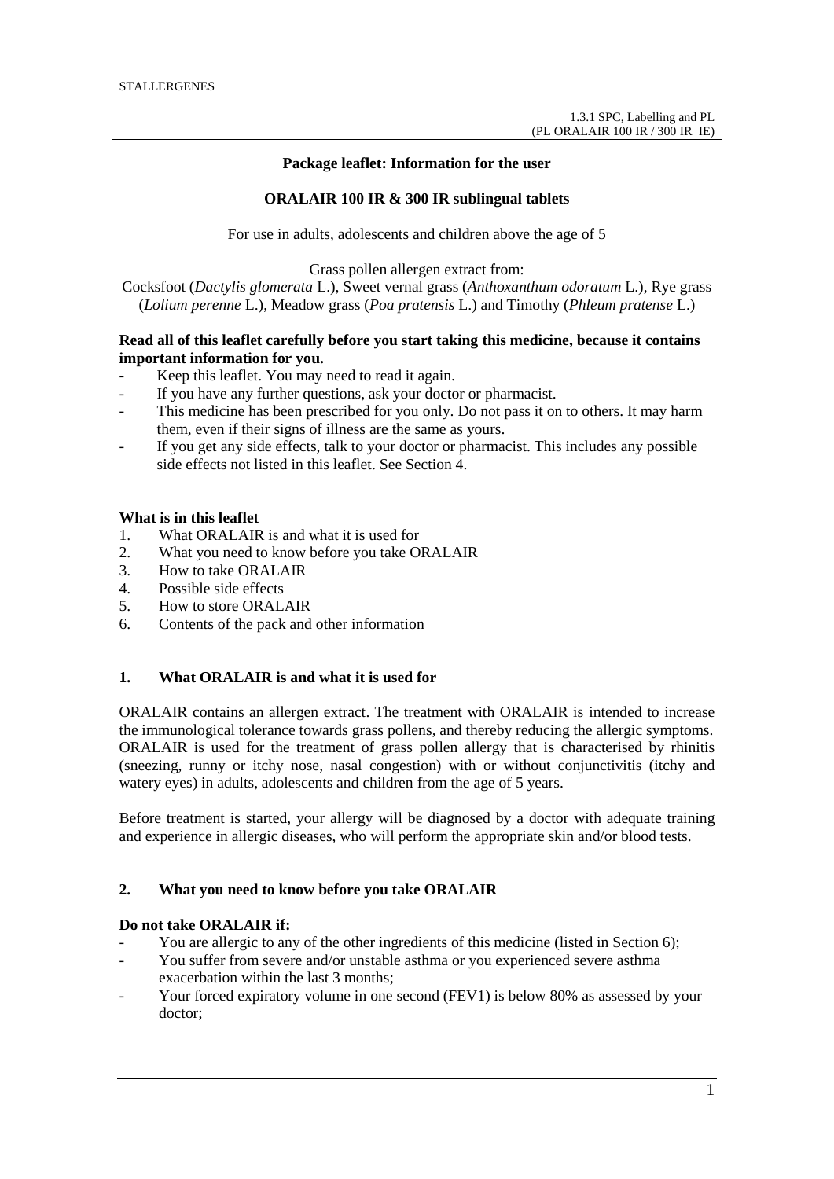# Package leaflet: Information for the user

## ORALAIR 100 IR & 300 IR sublingual tablets

For use in adults, adolescents and children above the age of 5

Grass pollen allergen extract from:
Cocksfoot (*Dactylis glomerata* L.), Sweet vernal grass (*Anthoxanthum odoratum* L.), Rye grass (*Lolium perenne* L.), Meadow grass (*Poa pratensis* L.) and Timothy (*Phleum pratense* L.)

**Read all of this leaflet carefully before you start taking this medicine, because it contains important information for you.**

- Keep this leaflet. You may need to read it again.
- If you have any further questions, ask your doctor or pharmacist.
- This medicine has been prescribed for you only. Do not pass it on to others. It may harm them, even if their signs of illness are the same as yours.
- If you get any side effects, talk to your doctor or pharmacist. This includes any possible side effects not listed in this leaflet. See Section 4.

**What is in this leaflet**

1. What ORALAIR is and what it is used for
2. What you need to know before you take ORALAIR
3. How to take ORALAIR
4. Possible side effects
5. How to store ORALAIR
6. Contents of the pack and other information

## 1. What ORALAIR is and what it is used for

ORALAIR contains an allergen extract. The treatment with ORALAIR is intended to increase the immunological tolerance towards grass pollens, and thereby reducing the allergic symptoms. ORALAIR is used for the treatment of grass pollen allergy that is characterised by rhinitis (sneezing, runny or itchy nose, nasal congestion) with or without conjunctivitis (itchy and watery eyes) in adults, adolescents and children from the age of 5 years.

Before treatment is started, your allergy will be diagnosed by a doctor with adequate training and experience in allergic diseases, who will perform the appropriate skin and/or blood tests.

## 2. What you need to know before you take ORALAIR

**Do not take ORALAIR if:**

- You are allergic to any of the other ingredients of this medicine (listed in Section 6);
- You suffer from severe and/or unstable asthma or you experienced severe asthma exacerbation within the last 3 months;
- Your forced expiratory volume in one second (FEV1) is below 80% as assessed by your doctor;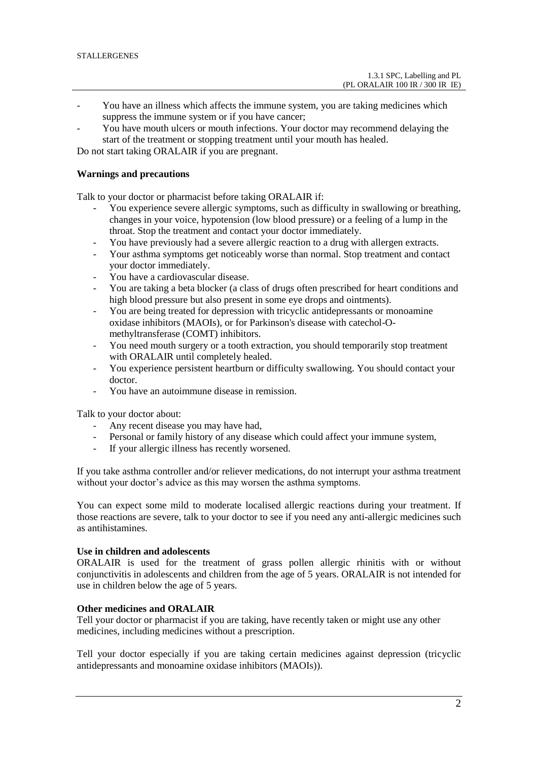- You have an illness which affects the immune system, you are taking medicines which suppress the immune system or if you have cancer;
- You have mouth ulcers or mouth infections. Your doctor may recommend delaying the start of the treatment or stopping treatment until your mouth has healed.

Do not start taking ORALAIR if you are pregnant.

**Warnings and precautions**

Talk to your doctor or pharmacist before taking ORALAIR if:

- You experience severe allergic symptoms, such as difficulty in swallowing or breathing, changes in your voice, hypotension (low blood pressure) or a feeling of a lump in the throat. Stop the treatment and contact your doctor immediately.
- You have previously had a severe allergic reaction to a drug with allergen extracts.
- Your asthma symptoms get noticeably worse than normal. Stop treatment and contact your doctor immediately.
- You have a cardiovascular disease.
- You are taking a beta blocker (a class of drugs often prescribed for heart conditions and high blood pressure but also present in some eye drops and ointments).
- You are being treated for depression with tricyclic antidepressants or monoamine oxidase inhibitors (MAOIs), or for Parkinson's disease with catechol-O-methyltransferase (COMT) inhibitors.
- You need mouth surgery or a tooth extraction, you should temporarily stop treatment with ORALAIR until completely healed.
- You experience persistent heartburn or difficulty swallowing. You should contact your doctor.
- You have an autoimmune disease in remission.

Talk to your doctor about:

- Any recent disease you may have had,
- Personal or family history of any disease which could affect your immune system,
- If your allergic illness has recently worsened.

If you take asthma controller and/or reliever medications, do not interrupt your asthma treatment without your doctor's advice as this may worsen the asthma symptoms.

You can expect some mild to moderate localised allergic reactions during your treatment. If those reactions are severe, talk to your doctor to see if you need any anti-allergic medicines such as antihistamines.

**Use in children and adolescents**

ORALAIR is used for the treatment of grass pollen allergic rhinitis with or without conjunctivitis in adolescents and children from the age of 5 years. ORALAIR is not intended for use in children below the age of 5 years.

**Other medicines and ORALAIR**

Tell your doctor or pharmacist if you are taking, have recently taken or might use any other medicines, including medicines without a prescription.

Tell your doctor especially if you are taking certain medicines against depression (tricyclic antidepressants and monoamine oxidase inhibitors (MAOIs)).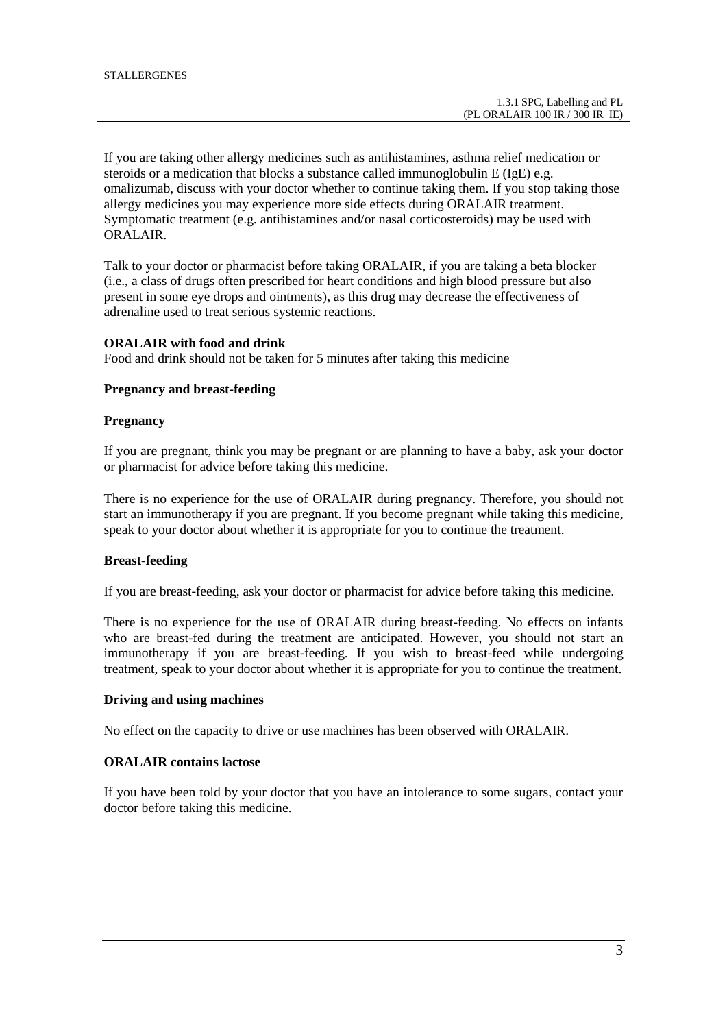If you are taking other allergy medicines such as antihistamines, asthma relief medication or steroids or a medication that blocks a substance called immunoglobulin E (IgE) e.g. omalizumab, discuss with your doctor whether to continue taking them. If you stop taking those allergy medicines you may experience more side effects during ORALAIR treatment. Symptomatic treatment (e.g. antihistamines and/or nasal corticosteroids) may be used with ORALAIR.

Talk to your doctor or pharmacist before taking ORALAIR, if you are taking a beta blocker (i.e., a class of drugs often prescribed for heart conditions and high blood pressure but also present in some eye drops and ointments), as this drug may decrease the effectiveness of adrenaline used to treat serious systemic reactions.

**ORALAIR with food and drink**

Food and drink should not be taken for 5 minutes after taking this medicine

**Pregnancy and breast-feeding**

**Pregnancy**

If you are pregnant, think you may be pregnant or are planning to have a baby, ask your doctor or pharmacist for advice before taking this medicine.

There is no experience for the use of ORALAIR during pregnancy. Therefore, you should not start an immunotherapy if you are pregnant. If you become pregnant while taking this medicine, speak to your doctor about whether it is appropriate for you to continue the treatment.

**Breast-feeding**

If you are breast-feeding, ask your doctor or pharmacist for advice before taking this medicine.

There is no experience for the use of ORALAIR during breast-feeding. No effects on infants who are breast-fed during the treatment are anticipated. However, you should not start an immunotherapy if you are breast-feeding. If you wish to breast-feed while undergoing treatment, speak to your doctor about whether it is appropriate for you to continue the treatment.

**Driving and using machines**

No effect on the capacity to drive or use machines has been observed with ORALAIR.

**ORALAIR contains lactose**

If you have been told by your doctor that you have an intolerance to some sugars, contact your doctor before taking this medicine.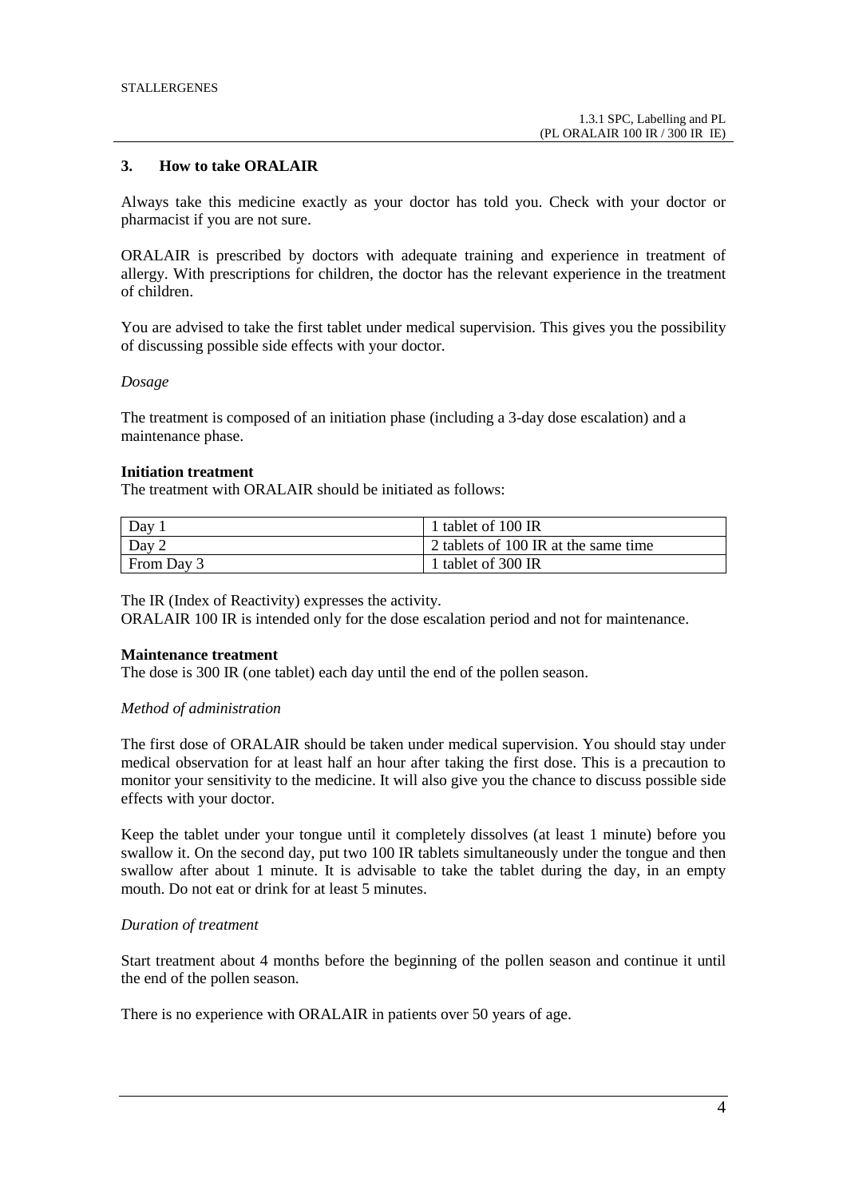## 3. How to take ORALAIR

Always take this medicine exactly as your doctor has told you. Check with your doctor or pharmacist if you are not sure.

ORALAIR is prescribed by doctors with adequate training and experience in treatment of allergy. With prescriptions for children, the doctor has the relevant experience in the treatment of children.

You are advised to take the first tablet under medical supervision. This gives you the possibility of discussing possible side effects with your doctor.

*Dosage*

The treatment is composed of an initiation phase (including a 3-day dose escalation) and a maintenance phase.

**Initiation treatment**
The treatment with ORALAIR should be initiated as follows:

| Day 1 | 1 tablet of 100 IR |
|---|---|
| Day 2 | 2 tablets of 100 IR at the same time |
| From Day 3 | 1 tablet of 300 IR |

The IR (Index of Reactivity) expresses the activity.
ORALAIR 100 IR is intended only for the dose escalation period and not for maintenance.

**Maintenance treatment**
The dose is 300 IR (one tablet) each day until the end of the pollen season.

*Method of administration*

The first dose of ORALAIR should be taken under medical supervision. You should stay under medical observation for at least half an hour after taking the first dose. This is a precaution to monitor your sensitivity to the medicine. It will also give you the chance to discuss possible side effects with your doctor.

Keep the tablet under your tongue until it completely dissolves (at least 1 minute) before you swallow it. On the second day, put two 100 IR tablets simultaneously under the tongue and then swallow after about 1 minute. It is advisable to take the tablet during the day, in an empty mouth. Do not eat or drink for at least 5 minutes.

*Duration of treatment*

Start treatment about 4 months before the beginning of the pollen season and continue it until the end of the pollen season.

There is no experience with ORALAIR in patients over 50 years of age.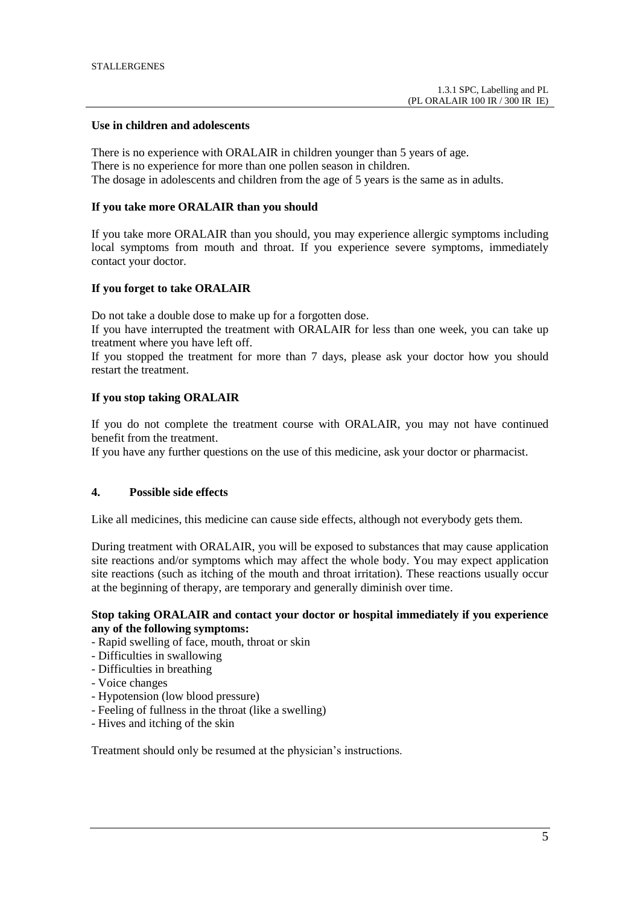**Use in children and adolescents**

There is no experience with ORALAIR in children younger than 5 years of age.
There is no experience for more than one pollen season in children.
The dosage in adolescents and children from the age of 5 years is the same as in adults.

**If you take more ORALAIR than you should**

If you take more ORALAIR than you should, you may experience allergic symptoms including local symptoms from mouth and throat. If you experience severe symptoms, immediately contact your doctor.

**If you forget to take ORALAIR**

Do not take a double dose to make up for a forgotten dose.
If you have interrupted the treatment with ORALAIR for less than one week, you can take up treatment where you have left off.
If you stopped the treatment for more than 7 days, please ask your doctor how you should restart the treatment.

**If you stop taking ORALAIR**

If you do not complete the treatment course with ORALAIR, you may not have continued benefit from the treatment.
If you have any further questions on the use of this medicine, ask your doctor or pharmacist.

## 4. Possible side effects

Like all medicines, this medicine can cause side effects, although not everybody gets them.

During treatment with ORALAIR, you will be exposed to substances that may cause application site reactions and/or symptoms which may affect the whole body. You may expect application site reactions (such as itching of the mouth and throat irritation). These reactions usually occur at the beginning of therapy, are temporary and generally diminish over time.

**Stop taking ORALAIR and contact your doctor or hospital immediately if you experience any of the following symptoms:**

- Rapid swelling of face, mouth, throat or skin
- Difficulties in swallowing
- Difficulties in breathing
- Voice changes
- Hypotension (low blood pressure)
- Feeling of fullness in the throat (like a swelling)
- Hives and itching of the skin

Treatment should only be resumed at the physician's instructions.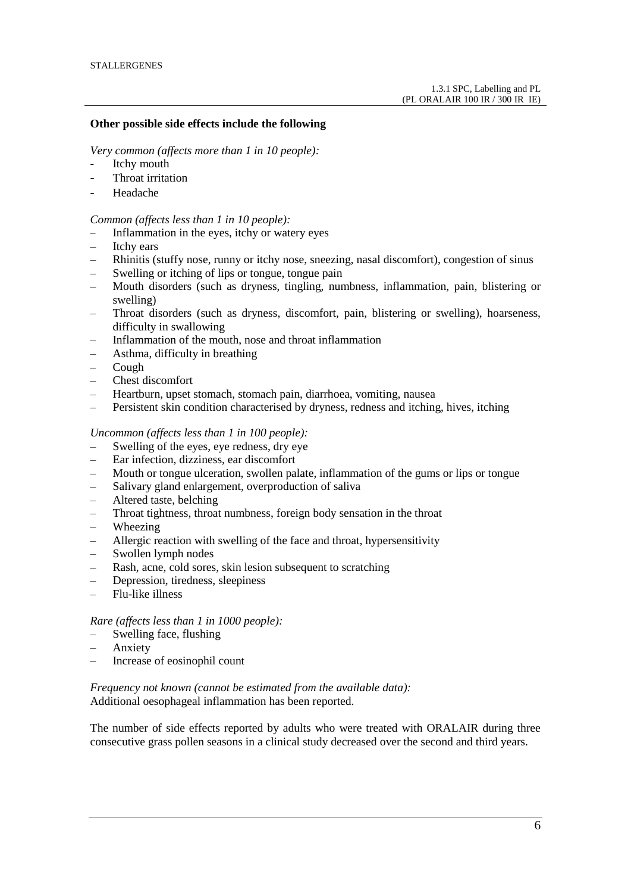**Other possible side effects include the following**

*Very common (affects more than 1 in 10 people):*

- Itchy mouth
- Throat irritation
- Headache

*Common (affects less than 1 in 10 people):*

- Inflammation in the eyes, itchy or watery eyes
- Itchy ears
- Rhinitis (stuffy nose, runny or itchy nose, sneezing, nasal discomfort), congestion of sinus
- Swelling or itching of lips or tongue, tongue pain
- Mouth disorders (such as dryness, tingling, numbness, inflammation, pain, blistering or swelling)
- Throat disorders (such as dryness, discomfort, pain, blistering or swelling), hoarseness, difficulty in swallowing
- Inflammation of the mouth, nose and throat inflammation
- Asthma, difficulty in breathing
- Cough
- Chest discomfort
- Heartburn, upset stomach, stomach pain, diarrhoea, vomiting, nausea
- Persistent skin condition characterised by dryness, redness and itching, hives, itching

*Uncommon (affects less than 1 in 100 people):*

- Swelling of the eyes, eye redness, dry eye
- Ear infection, dizziness, ear discomfort
- Mouth or tongue ulceration, swollen palate, inflammation of the gums or lips or tongue
- Salivary gland enlargement, overproduction of saliva
- Altered taste, belching
- Throat tightness, throat numbness, foreign body sensation in the throat
- Wheezing
- Allergic reaction with swelling of the face and throat, hypersensitivity
- Swollen lymph nodes
- Rash, acne, cold sores, skin lesion subsequent to scratching
- Depression, tiredness, sleepiness
- Flu-like illness

*Rare (affects less than 1 in 1000 people):*

- Swelling face, flushing
- Anxiety
- Increase of eosinophil count

*Frequency not known (cannot be estimated from the available data):*
Additional oesophageal inflammation has been reported.

The number of side effects reported by adults who were treated with ORALAIR during three consecutive grass pollen seasons in a clinical study decreased over the second and third years.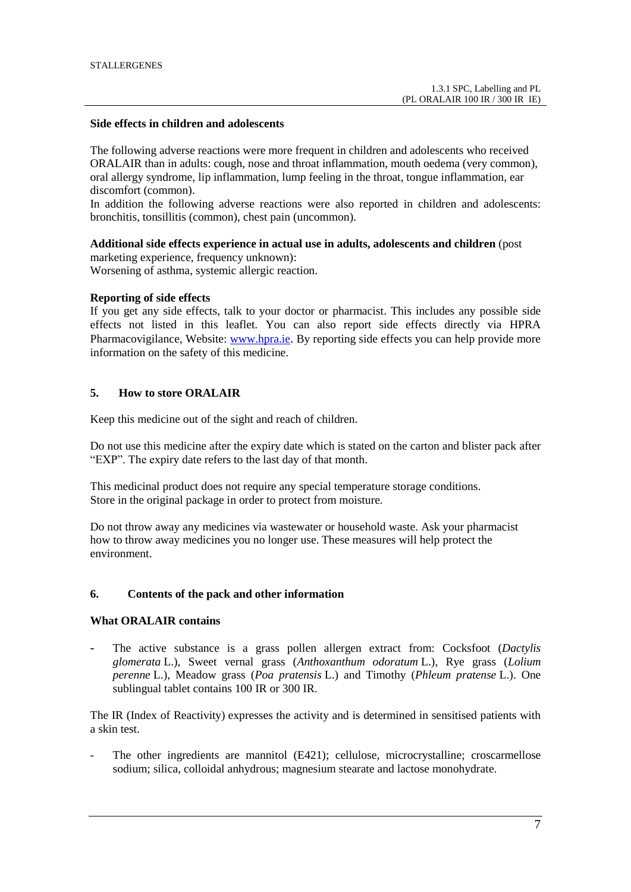**Side effects in children and adolescents**

The following adverse reactions were more frequent in children and adolescents who received ORALAIR than in adults: cough, nose and throat inflammation, mouth oedema (very common), oral allergy syndrome, lip inflammation, lump feeling in the throat, tongue inflammation, ear discomfort (common).

In addition the following adverse reactions were also reported in children and adolescents: bronchitis, tonsillitis (common), chest pain (uncommon).

**Additional side effects experience in actual use in adults, adolescents and children** (post marketing experience, frequency unknown):
Worsening of asthma, systemic allergic reaction.

**Reporting of side effects**

If you get any side effects, talk to your doctor or pharmacist. This includes any possible side effects not listed in this leaflet. You can also report side effects directly via HPRA Pharmacovigilance, Website: www.hpra.ie. By reporting side effects you can help provide more information on the safety of this medicine.

## 5. How to store ORALAIR

Keep this medicine out of the sight and reach of children.

Do not use this medicine after the expiry date which is stated on the carton and blister pack after "EXP". The expiry date refers to the last day of that month.

This medicinal product does not require any special temperature storage conditions.
Store in the original package in order to protect from moisture.

Do not throw away any medicines via wastewater or household waste. Ask your pharmacist how to throw away medicines you no longer use. These measures will help protect the environment.

## 6. Contents of the pack and other information

**What ORALAIR contains**

- The active substance is a grass pollen allergen extract from: Cocksfoot (*Dactylis glomerata* L.), Sweet vernal grass (*Anthoxanthum odoratum* L.), Rye grass (*Lolium perenne* L.), Meadow grass (*Poa pratensis* L.) and Timothy (*Phleum pratense* L.). One sublingual tablet contains 100 IR or 300 IR.

The IR (Index of Reactivity) expresses the activity and is determined in sensitised patients with a skin test.

- The other ingredients are mannitol (E421); cellulose, microcrystalline; croscarmellose sodium; silica, colloidal anhydrous; magnesium stearate and lactose monohydrate.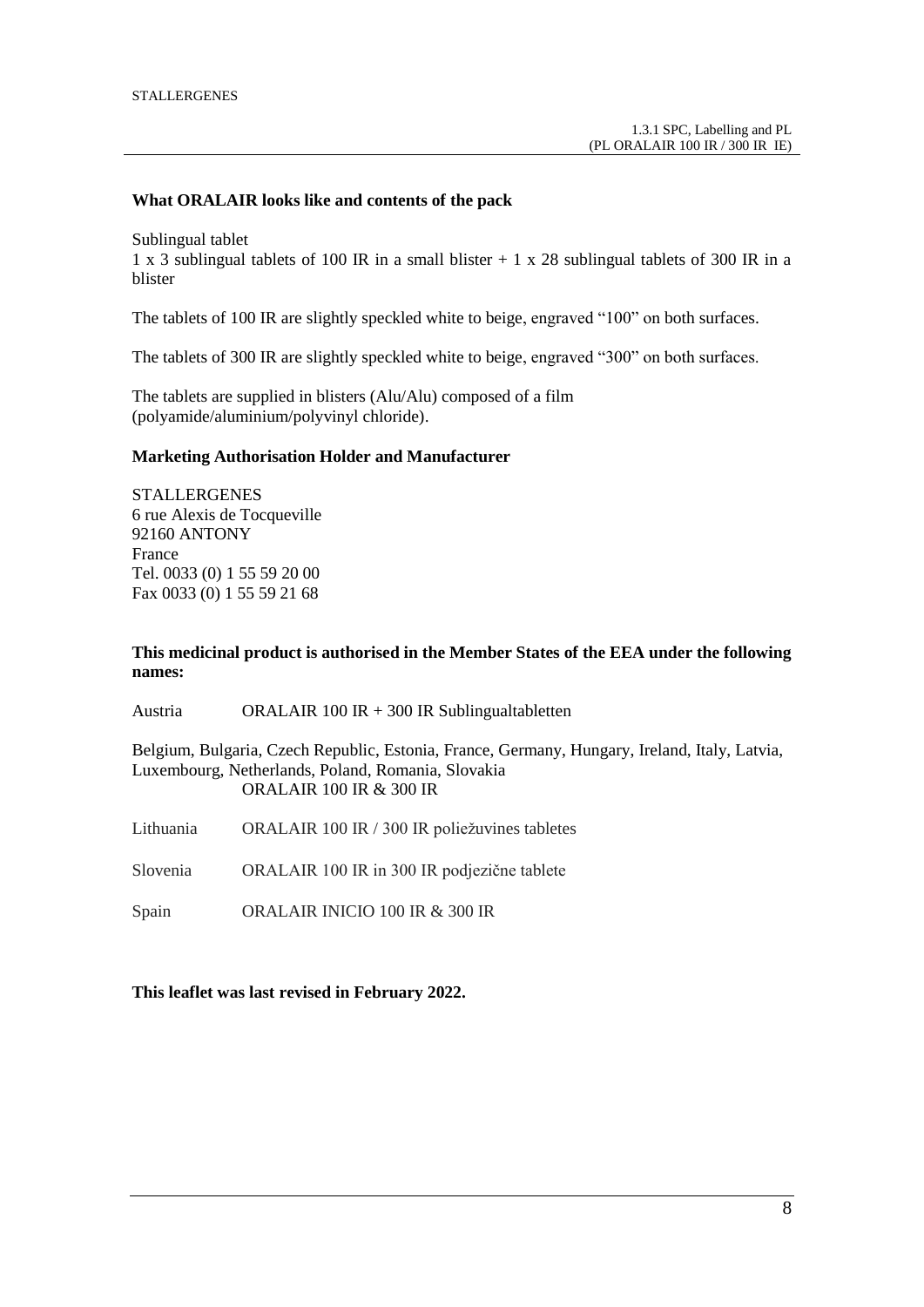**What ORALAIR looks like and contents of the pack**

Sublingual tablet
1 x 3 sublingual tablets of 100 IR in a small blister + 1 x 28 sublingual tablets of 300 IR in a blister

The tablets of 100 IR are slightly speckled white to beige, engraved "100" on both surfaces.

The tablets of 300 IR are slightly speckled white to beige, engraved "300" on both surfaces.

The tablets are supplied in blisters (Alu/Alu) composed of a film (polyamide/aluminium/polyvinyl chloride).

**Marketing Authorisation Holder and Manufacturer**

STALLERGENES
6 rue Alexis de Tocqueville
92160 ANTONY
France
Tel. 0033 (0) 1 55 59 20 00
Fax 0033 (0) 1 55 59 21 68

**This medicinal product is authorised in the Member States of the EEA under the following names:**

Austria ORALAIR 100 IR + 300 IR Sublingualtabletten

Belgium, Bulgaria, Czech Republic, Estonia, France, Germany, Hungary, Ireland, Italy, Latvia, Luxembourg, Netherlands, Poland, Romania, Slovakia
ORALAIR 100 IR & 300 IR

Lithuania ORALAIR 100 IR / 300 IR poliežuvines tabletes

Slovenia ORALAIR 100 IR in 300 IR podjezične tablete

Spain ORALAIR INICIO 100 IR & 300 IR

**This leaflet was last revised in February 2022.**